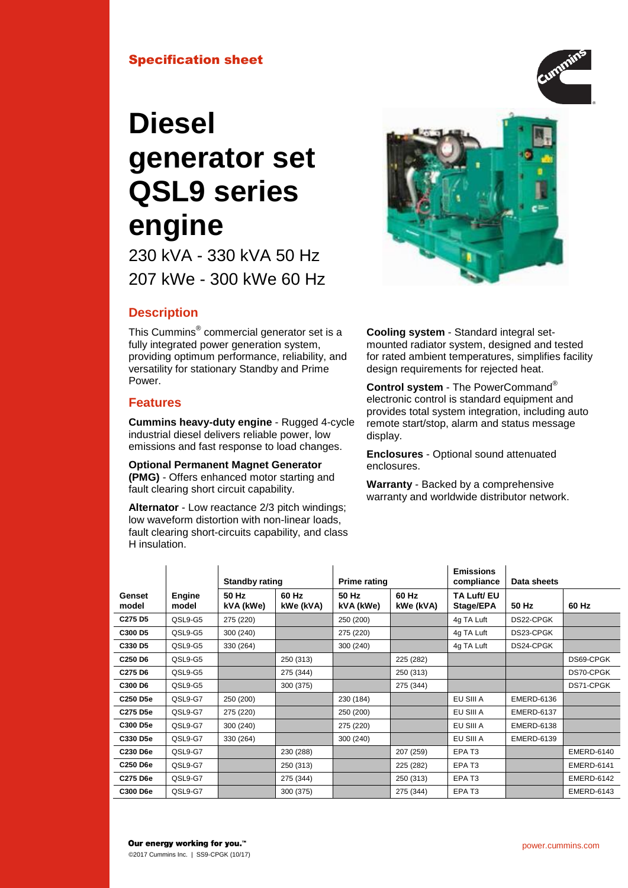**Specification sheet**

# Diesel generator set QSL9 series engine

230 kVA - 330 kVA 50 Hz

207 kWe - 300 kWe 60 Hz

## Description

This Cummins® commercial generator set is a fully integrated power generation system, providing optimum performance, reliability, and versatility for stationary Standby and Prime Power.

## Features

**Cummins heavy-duty engine** - Rugged 4-cycle industrial diesel delivers reliable power, low emissions and fast response to load changes.

**Optional Permanent Magnet Generator (PMG)** - Offers enhanced motor starting and fault clearing short circuit capability.

**Alternator** - Low reactance 2/3 pitch windings; low waveform distortion with non-linear loads, fault clearing short-circuits capability, and class H insulation.

**Cooling system** - Standard integral set-mounted radiator system, designed and tested for rated ambient temperatures, simplifies facility design requirements for rejected heat.

**Control system** - The PowerCommand® electronic control is standard equipment and provides total system integration, including auto remote start/stop, alarm and status message display.

**Enclosures** - Optional sound attenuated enclosures.

**Warranty** - Backed by a comprehensive warranty and worldwide distributor network.

| | | Standby rating | | Prime rating | | Emissions compliance | Data sheets | |
|---|---|---|---|---|---|---|---|---|
| Genset model | Engine model | 50 Hz kVA (kWe) | 60 Hz kWe (kVA) | 50 Hz kVA (kWe) | 60 Hz kWe (kVA) | TA Luft/ EU Stage/EPA | 50 Hz | 60 Hz |
| C275 D5 | QSL9-G5 | 275 (220) | | 250 (200) | | 4g TA Luft | DS22-CPGK | |
| C300 D5 | QSL9-G5 | 300 (240) | | 275 (220) | | 4g TA Luft | DS23-CPGK | |
| C330 D5 | QSL9-G5 | 330 (264) | | 300 (240) | | 4g TA Luft | DS24-CPGK | |
| C250 D6 | QSL9-G5 | | 250 (313) | | 225 (282) | | | DS69-CPGK |
| C275 D6 | QSL9-G5 | | 275 (344) | | 250 (313) | | | DS70-CPGK |
| C300 D6 | QSL9-G5 | | 300 (375) | | 275 (344) | | | DS71-CPGK |
| C250 D5e | QSL9-G7 | 250 (200) | | 230 (184) | | EU SIII A | EMERD-6136 | |
| C275 D5e | QSL9-G7 | 275 (220) | | 250 (200) | | EU SIII A | EMERD-6137 | |
| C300 D5e | QSL9-G7 | 300 (240) | | 275 (220) | | EU SIII A | EMERD-6138 | |
| C330 D5e | QSL9-G7 | 330 (264) | | 300 (240) | | EU SIII A | EMERD-6139 | |
| C230 D6e | QSL9-G7 | | 230 (288) | | 207 (259) | EPA T3 | | EMERD-6140 |
| C250 D6e | QSL9-G7 | | 250 (313) | | 225 (282) | EPA T3 | | EMERD-6141 |
| C275 D6e | QSL9-G7 | | 275 (344) | | 250 (313) | EPA T3 | | EMERD-6142 |
| C300 D6e | QSL9-G7 | | 300 (375) | | 275 (344) | EPA T3 | | EMERD-6143 |

**Our energy working for you.™**

©2017 Cummins Inc. | SS9-CPGK (10/17)

power.cummins.com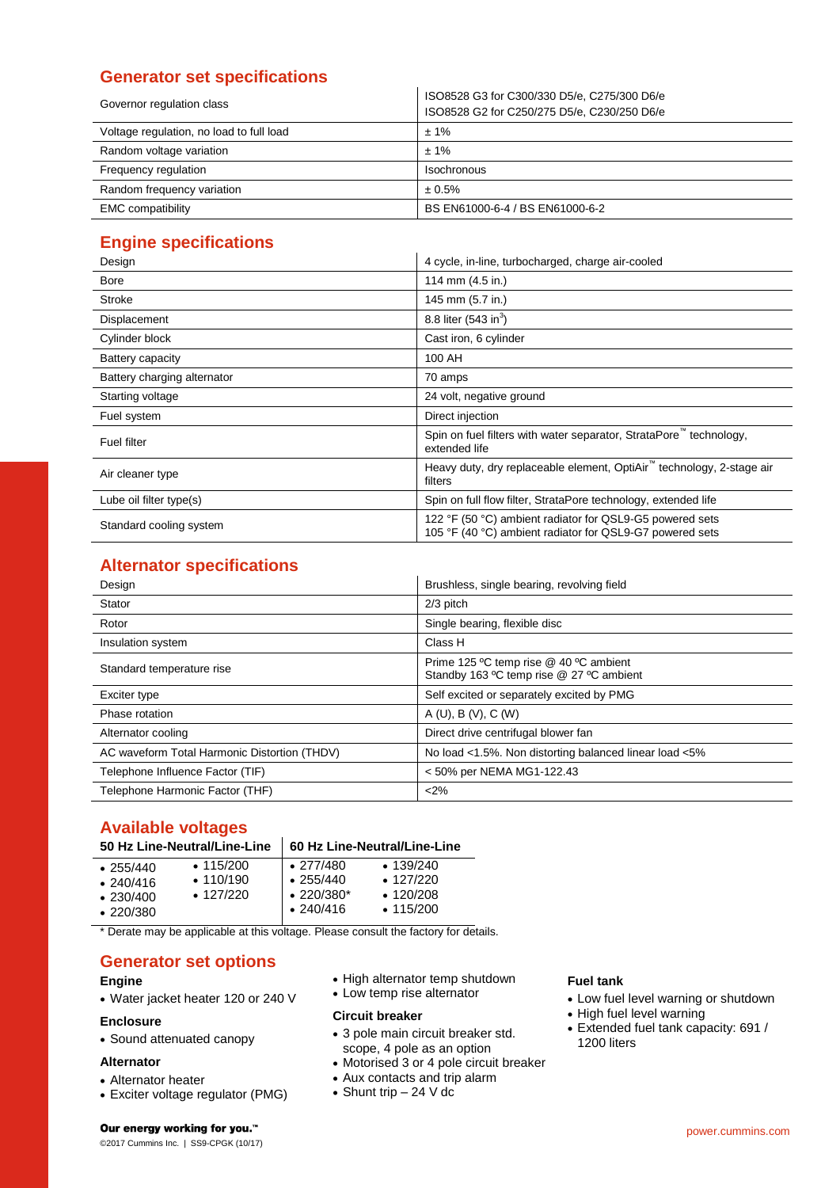## Generator set specifications

| | |
|---|---|
| Governor regulation class | ISO8528 G3 for C300/330 D5/e, C275/300 D6/e<br>ISO8528 G2 for C250/275 D5/e, C230/250 D6/e |
| Voltage regulation, no load to full load | ± 1% |
| Random voltage variation | ± 1% |
| Frequency regulation | Isochronous |
| Random frequency variation | ± 0.5% |
| EMC compatibility | BS EN61000-6-4 / BS EN61000-6-2 |

## Engine specifications

| | |
|---|---|
| Design | 4 cycle, in-line, turbocharged, charge air-cooled |
| Bore | 114 mm (4.5 in.) |
| Stroke | 145 mm (5.7 in.) |
| Displacement | 8.8 liter (543 $in^3$) |
| Cylinder block | Cast iron, 6 cylinder |
| Battery capacity | 100 AH |
| Battery charging alternator | 70 amps |
| Starting voltage | 24 volt, negative ground |
| Fuel system | Direct injection |
| Fuel filter | Spin on fuel filters with water separator, StrataPore™ technology, extended life |
| Air cleaner type | Heavy duty, dry replaceable element, OptiAir™ technology, 2-stage air filters |
| Lube oil filter type(s) | Spin on full flow filter, StrataPore technology, extended life |
| Standard cooling system | 122 °F (50 °C) ambient radiator for QSL9-G5 powered sets<br>105 °F (40 °C) ambient radiator for QSL9-G7 powered sets |

## Alternator specifications

| | |
|---|---|
| Design | Brushless, single bearing, revolving field |
| Stator | 2/3 pitch |
| Rotor | Single bearing, flexible disc |
| Insulation system | Class H |
| Standard temperature rise | Prime 125 ºC temp rise @ 40 ºC ambient<br>Standby 163 ºC temp rise @ 27 ºC ambient |
| Exciter type | Self excited or separately excited by PMG |
| Phase rotation | A (U), B (V), C (W) |
| Alternator cooling | Direct drive centrifugal blower fan |
| AC waveform Total Harmonic Distortion (THDV) | No load <1.5%. Non distorting balanced linear load <5% |
| Telephone Influence Factor (TIF) | < 50% per NEMA MG1-122.43 |
| Telephone Harmonic Factor (THF) | <2% |

## Available voltages

| 50 Hz Line-Neutral/Line-Line | | 60 Hz Line-Neutral/Line-Line | |
|---|---|---|---|
| • 255/440 | • 115/200 | • 277/480 | • 139/240 |
| • 240/416 | • 110/190 | • 255/440 | • 127/220 |
| • 230/400 | • 127/220 | • 220/380* | • 120/208 |
| • 220/380 | | • 240/416 | • 115/200 |

* Derate may be applicable at this voltage. Please consult the factory for details.

## Generator set options

### Engine

- Water jacket heater 120 or 240 V

### Enclosure

- Sound attenuated canopy

### Alternator

- Alternator heater
- Exciter voltage regulator (PMG)
- High alternator temp shutdown
- Low temp rise alternator

### Circuit breaker

- 3 pole main circuit breaker std. scope, 4 pole as an option
- Motorised 3 or 4 pole circuit breaker
- Aux contacts and trip alarm
- Shunt trip – 24 V dc

### Fuel tank

- Low fuel level warning or shutdown
- High fuel level warning
- Extended fuel tank capacity: 691 / 1200 liters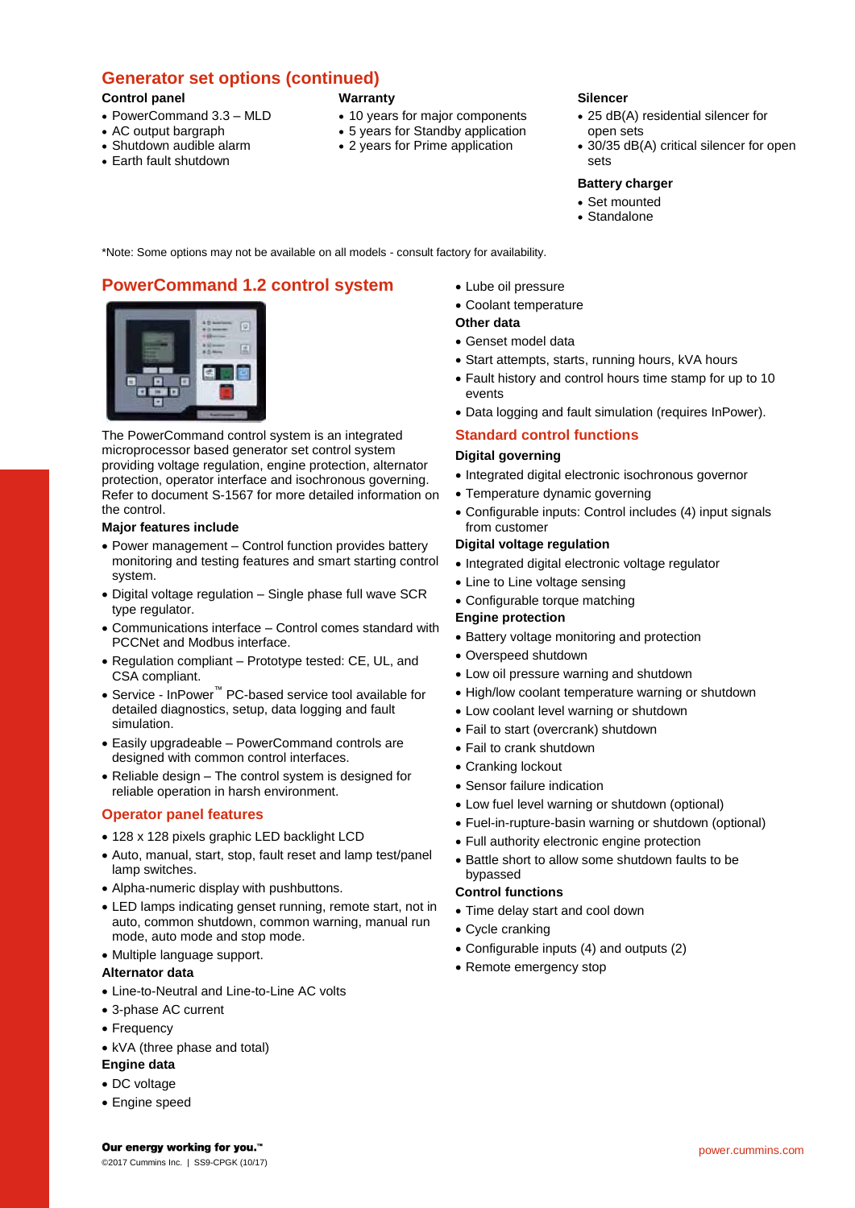## Generator set options (continued)

**Control panel**

- PowerCommand 3.3 – MLD
- AC output bargraph
- Shutdown audible alarm
- Earth fault shutdown

**Warranty**

- 10 years for major components
- 5 years for Standby application
- 2 years for Prime application

**Silencer**

- 25 dB(A) residential silencer for open sets
- 30/35 dB(A) critical silencer for open sets

**Battery charger**

- Set mounted
- Standalone

*Note: Some options may not be available on all models - consult factory for availability.

## PowerCommand 1.2 control system

The PowerCommand control system is an integrated microprocessor based generator set control system providing voltage regulation, engine protection, alternator protection, operator interface and isochronous governing. Refer to document S-1567 for more detailed information on the control.

**Major features include**

- Power management – Control function provides battery monitoring and testing features and smart starting control system.
- Digital voltage regulation – Single phase full wave SCR type regulator.
- Communications interface – Control comes standard with PCCNet and Modbus interface.
- Regulation compliant – Prototype tested: CE, UL, and CSA compliant.
- Service - InPower™ PC-based service tool available for detailed diagnostics, setup, data logging and fault simulation.
- Easily upgradeable – PowerCommand controls are designed with common control interfaces.
- Reliable design – The control system is designed for reliable operation in harsh environment.

## Operator panel features

- 128 x 128 pixels graphic LED backlight LCD
- Auto, manual, start, stop, fault reset and lamp test/panel lamp switches.
- Alpha-numeric display with pushbuttons.
- LED lamps indicating genset running, remote start, not in auto, common shutdown, common warning, manual run mode, auto mode and stop mode.
- Multiple language support.

**Alternator data**

- Line-to-Neutral and Line-to-Line AC volts
- 3-phase AC current
- Frequency
- kVA (three phase and total)

**Engine data**

- DC voltage
- Engine speed
- Lube oil pressure
- Coolant temperature

**Other data**

- Genset model data
- Start attempts, starts, running hours, kVA hours
- Fault history and control hours time stamp for up to 10 events
- Data logging and fault simulation (requires InPower).

## Standard control functions

**Digital governing**

- Integrated digital electronic isochronous governor
- Temperature dynamic governing
- Configurable inputs: Control includes (4) input signals from customer

**Digital voltage regulation**

- Integrated digital electronic voltage regulator
- Line to Line voltage sensing
- Configurable torque matching

**Engine protection**

- Battery voltage monitoring and protection
- Overspeed shutdown
- Low oil pressure warning and shutdown
- High/low coolant temperature warning or shutdown
- Low coolant level warning or shutdown
- Fail to start (overcrank) shutdown
- Fail to crank shutdown
- Cranking lockout
- Sensor failure indication
- Low fuel level warning or shutdown (optional)
- Fuel-in-rupture-basin warning or shutdown (optional)
- Full authority electronic engine protection
- Battle short to allow some shutdown faults to be bypassed

**Control functions**

- Time delay start and cool down
- Cycle cranking
- Configurable inputs (4) and outputs (2)
- Remote emergency stop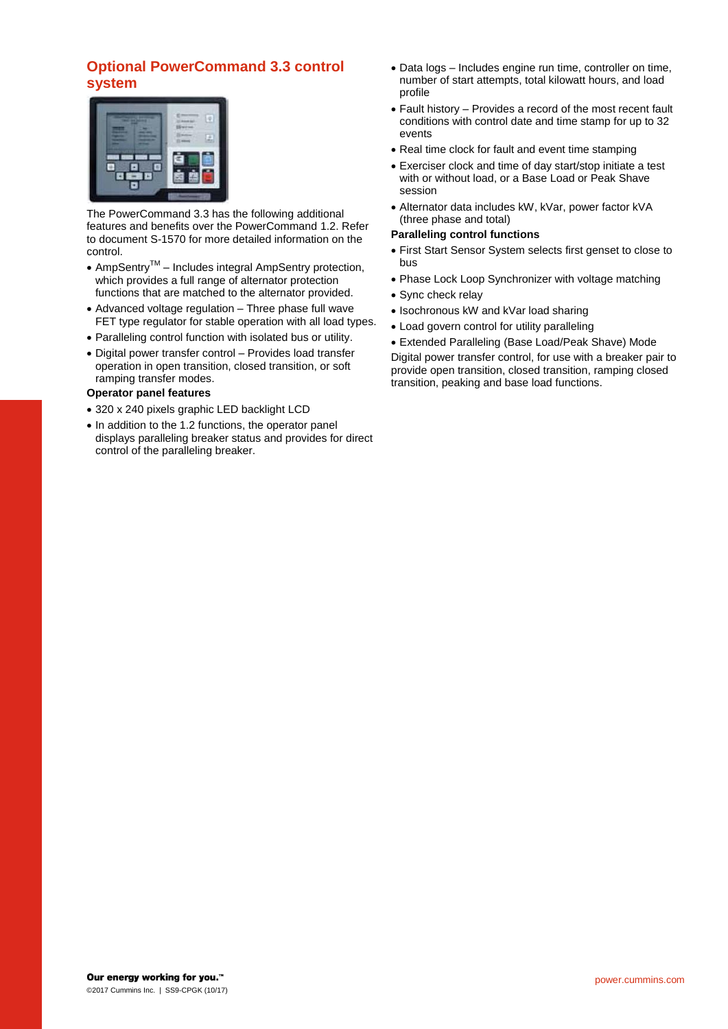## Optional PowerCommand 3.3 control system

The PowerCommand 3.3 has the following additional features and benefits over the PowerCommand 1.2. Refer to document S-1570 for more detailed information on the control.

- AmpSentry™ – Includes integral AmpSentry protection, which provides a full range of alternator protection functions that are matched to the alternator provided.
- Advanced voltage regulation – Three phase full wave FET type regulator for stable operation with all load types.
- Paralleling control function with isolated bus or utility.
- Digital power transfer control – Provides load transfer operation in open transition, closed transition, or soft ramping transfer modes.

**Operator panel features**

- 320 x 240 pixels graphic LED backlight LCD
- In addition to the 1.2 functions, the operator panel displays paralleling breaker status and provides for direct control of the paralleling breaker.
- Data logs – Includes engine run time, controller on time, number of start attempts, total kilowatt hours, and load profile
- Fault history – Provides a record of the most recent fault conditions with control date and time stamp for up to 32 events
- Real time clock for fault and event time stamping
- Exerciser clock and time of day start/stop initiate a test with or without load, or a Base Load or Peak Shave session
- Alternator data includes kW, kVar, power factor kVA (three phase and total)

**Paralleling control functions**

- First Start Sensor System selects first genset to close to bus
- Phase Lock Loop Synchronizer with voltage matching
- Sync check relay
- Isochronous kW and kVar load sharing
- Load govern control for utility paralleling
- Extended Paralleling (Base Load/Peak Shave) Mode

Digital power transfer control, for use with a breaker pair to provide open transition, closed transition, ramping closed transition, peaking and base load functions.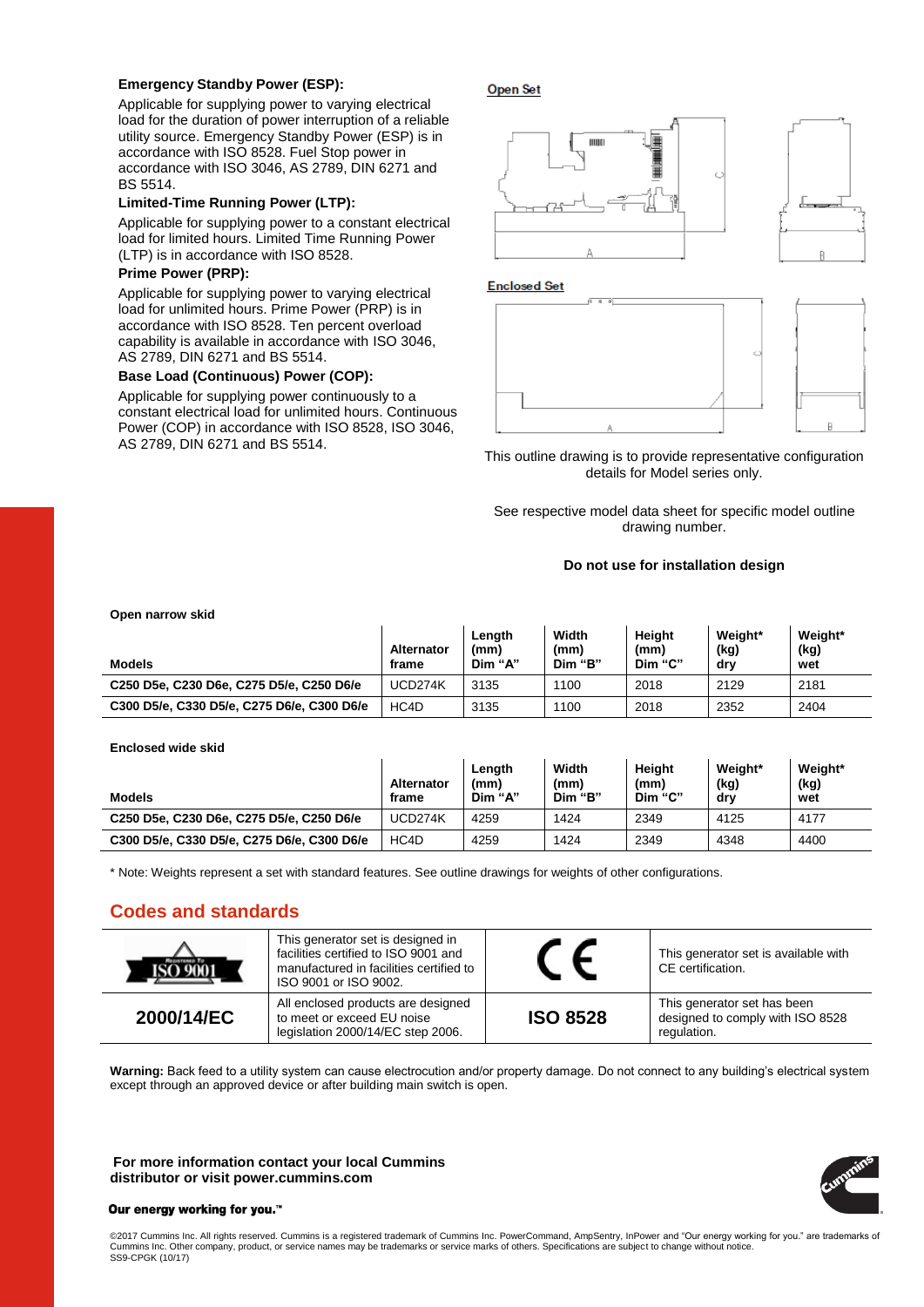**Emergency Standby Power (ESP):**

Applicable for supplying power to varying electrical load for the duration of power interruption of a reliable utility source. Emergency Standby Power (ESP) is in accordance with ISO 8528. Fuel Stop power in accordance with ISO 3046, AS 2789, DIN 6271 and BS 5514.

**Limited-Time Running Power (LTP):**

Applicable for supplying power to a constant electrical load for limited hours. Limited Time Running Power (LTP) is in accordance with ISO 8528.

**Prime Power (PRP):**

Applicable for supplying power to varying electrical load for unlimited hours. Prime Power (PRP) is in accordance with ISO 8528. Ten percent overload capability is available in accordance with ISO 3046, AS 2789, DIN 6271 and BS 5514.

**Base Load (Continuous) Power (COP):**

Applicable for supplying power continuously to a constant electrical load for unlimited hours. Continuous Power (COP) in accordance with ISO 8528, ISO 3046, AS 2789, DIN 6271 and BS 5514.

Open Set

A

B

C

Enclosed Set

A

B

C

This outline drawing is to provide representative configuration details for Model series only.

See respective model data sheet for specific model outline drawing number.

**Do not use for installation design**

**Open narrow skid**

| Models | Alternator frame | Length (mm) Dim "A" | Width (mm) Dim "B" | Height (mm) Dim "C" | Weight* (kg) dry | Weight* (kg) wet |
|---|---|---|---|---|---|---|
| C250 D5e, C230 D6e, C275 D5/e, C250 D6/e | UCD274K | 3135 | 1100 | 2018 | 2129 | 2181 |
| C300 D5/e, C330 D5/e, C275 D6/e, C300 D6/e | HC4D | 3135 | 1100 | 2018 | 2352 | 2404 |

**Enclosed wide skid**

| Models | Alternator frame | Length (mm) Dim "A" | Width (mm) Dim "B" | Height (mm) Dim "C" | Weight* (kg) dry | Weight* (kg) wet |
|---|---|---|---|---|---|---|
| C250 D5e, C230 D6e, C275 D5/e, C250 D6/e | UCD274K | 4259 | 1424 | 2349 | 4125 | 4177 |
| C300 D5/e, C330 D5/e, C275 D6/e, C300 D6/e | HC4D | 4259 | 1424 | 2349 | 4348 | 4400 |

\* Note: Weights represent a set with standard features. See outline drawings for weights of other configurations.

## Codes and standards

| | | | |
|---|---|---|---|
| ISO 9001 | This generator set is designed in facilities certified to ISO 9001 and manufactured in facilities certified to ISO 9001 or ISO 9002. | CE | This generator set is available with CE certification. |
| **2000/14/EC** | All enclosed products are designed to meet or exceed EU noise legislation 2000/14/EC step 2006. | **ISO 8528** | This generator set has been designed to comply with ISO 8528 regulation. |

**Warning:** Back feed to a utility system can cause electrocution and/or property damage. Do not connect to any building's electrical system except through an approved device or after building main switch is open.

**For more information contact your local Cummins distributor or visit power.cummins.com**

**Our energy working for you.™**

©2017 Cummins Inc. All rights reserved. Cummins is a registered trademark of Cummins Inc. PowerCommand, AmpSentry, InPower and "Our energy working for you." are trademarks of Cummins Inc. Other company, product, or service names may be trademarks or service marks of others. Specifications are subject to change without notice.
SS9-CPGK (10/17)